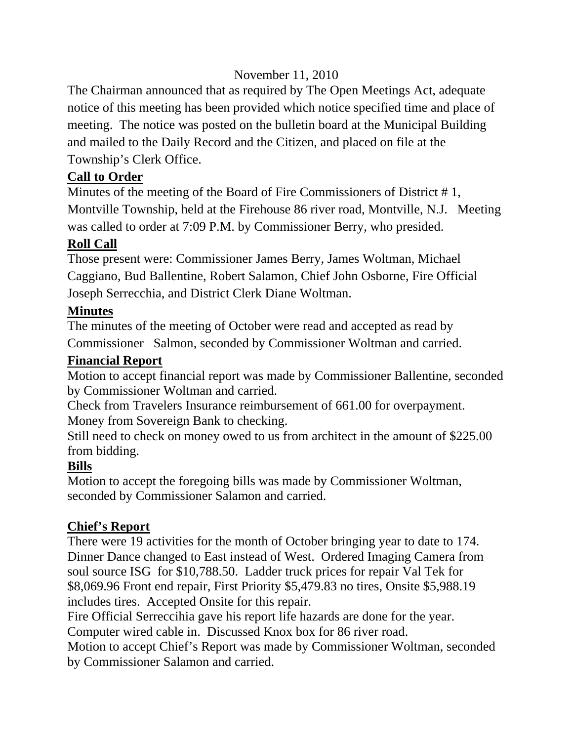November 11, 2010

The Chairman announced that as required by The Open Meetings Act, adequate notice of this meeting has been provided which notice specified time and place of meeting. The notice was posted on the bulletin board at the Municipal Building and mailed to the Daily Record and the Citizen, and placed on file at the Township's Clerk Office.

**Call to Order**

Minutes of the meeting of the Board of Fire Commissioners of District # 1, Montville Township, held at the Firehouse 86 river road, Montville, N.J. Meeting was called to order at 7:09 P.M. by Commissioner Berry, who presided.

**Roll Call**

Those present were: Commissioner James Berry, James Woltman, Michael Caggiano, Bud Ballentine, Robert Salamon, Chief John Osborne, Fire Official Joseph Serrecchia, and District Clerk Diane Woltman.

**Minutes**

The minutes of the meeting of October were read and accepted as read by Commissioner Salmon, seconded by Commissioner Woltman and carried.

**Financial Report**

Motion to accept financial report was made by Commissioner Ballentine, seconded by Commissioner Woltman and carried.

Check from Travelers Insurance reimbursement of 661.00 for overpayment.

Money from Sovereign Bank to checking.

Still need to check on money owed to us from architect in the amount of $225.00 from bidding.

**Bills**

Motion to accept the foregoing bills was made by Commissioner Woltman, seconded by Commissioner Salamon and carried.

**Chief's Report**

There were 19 activities for the month of October bringing year to date to 174. Dinner Dance changed to East instead of West. Ordered Imaging Camera from soul source ISG for $10,788.50. Ladder truck prices for repair Val Tek for $8,069.96 Front end repair, First Priority $5,479.83 no tires, Onsite $5,988.19 includes tires. Accepted Onsite for this repair.

Fire Official Serreccihia gave his report life hazards are done for the year. Computer wired cable in. Discussed Knox box for 86 river road.

Motion to accept Chief's Report was made by Commissioner Woltman, seconded by Commissioner Salamon and carried.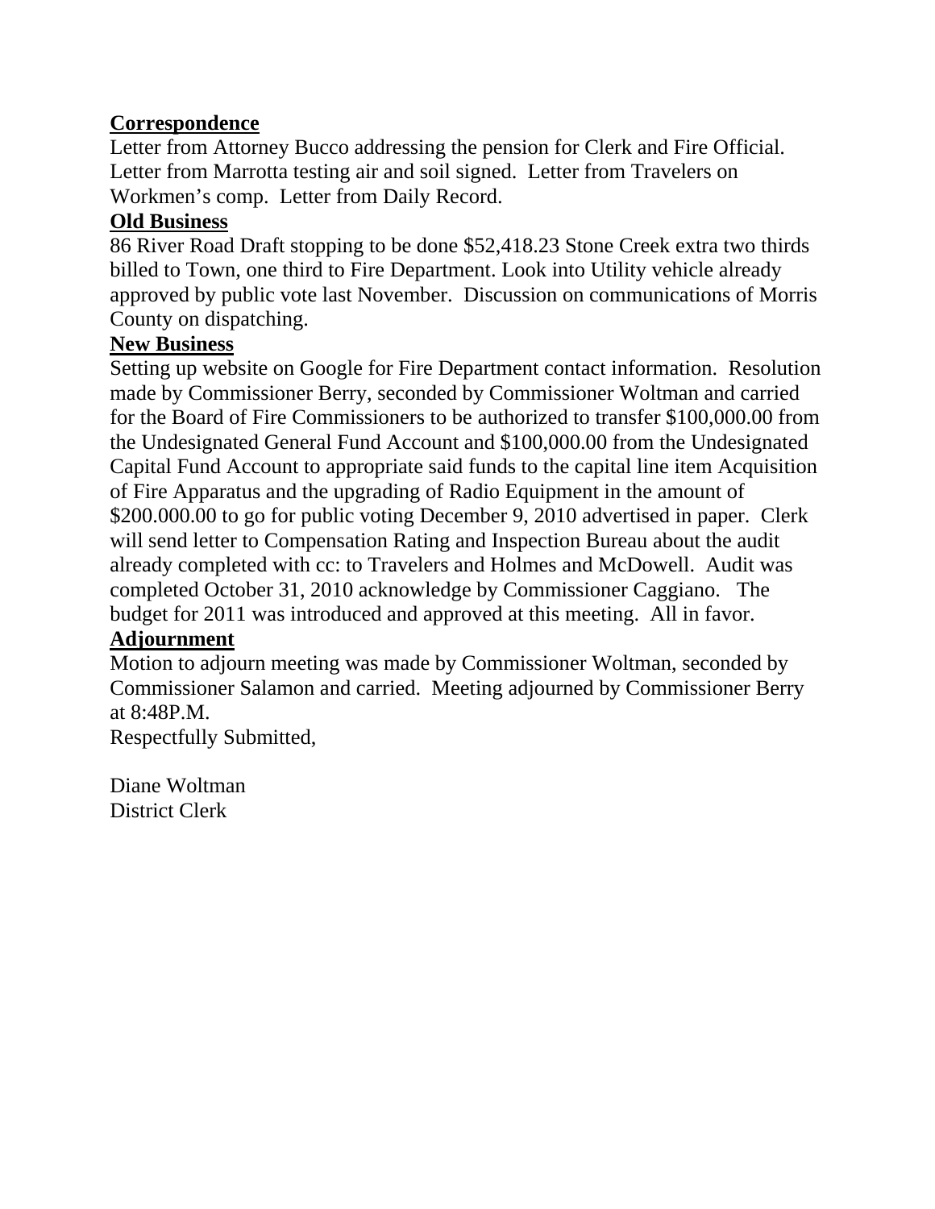**Correspondence**

Letter from Attorney Bucco addressing the pension for Clerk and Fire Official. Letter from Marrotta testing air and soil signed. Letter from Travelers on Workmen's comp. Letter from Daily Record.

**Old Business**

86 River Road Draft stopping to be done $52,418.23 Stone Creek extra two thirds billed to Town, one third to Fire Department. Look into Utility vehicle already approved by public vote last November. Discussion on communications of Morris County on dispatching.

**New Business**

Setting up website on Google for Fire Department contact information. Resolution made by Commissioner Berry, seconded by Commissioner Woltman and carried for the Board of Fire Commissioners to be authorized to transfer $100,000.00 from the Undesignated General Fund Account and $100,000.00 from the Undesignated Capital Fund Account to appropriate said funds to the capital line item Acquisition of Fire Apparatus and the upgrading of Radio Equipment in the amount of $200.000.00 to go for public voting December 9, 2010 advertised in paper. Clerk will send letter to Compensation Rating and Inspection Bureau about the audit already completed with cc: to Travelers and Holmes and McDowell. Audit was completed October 31, 2010 acknowledge by Commissioner Caggiano. The budget for 2011 was introduced and approved at this meeting. All in favor.

**Adjournment**

Motion to adjourn meeting was made by Commissioner Woltman, seconded by Commissioner Salamon and carried. Meeting adjourned by Commissioner Berry at 8:48P.M.

Respectfully Submitted,

Diane Woltman
District Clerk